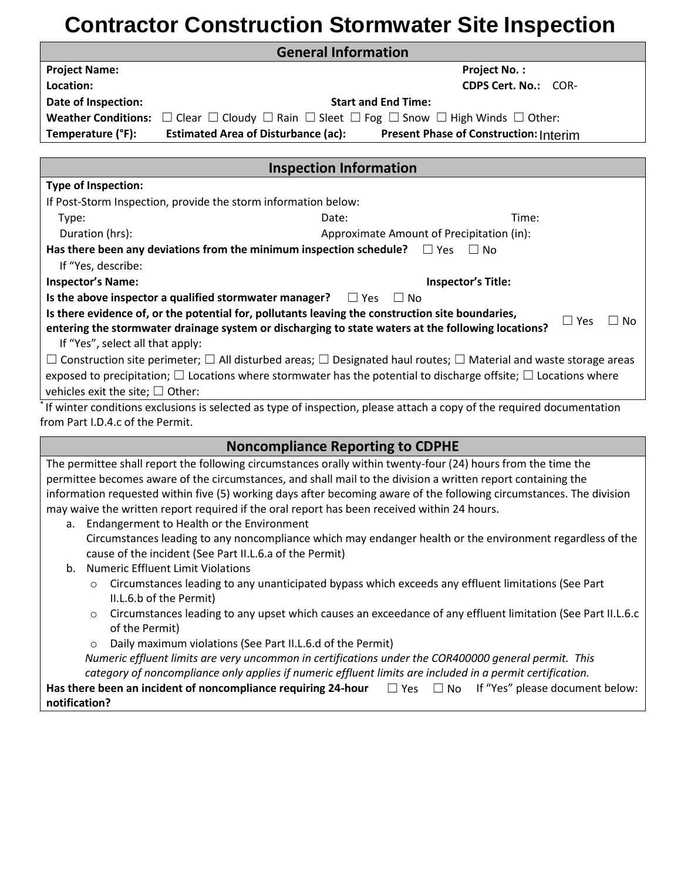# Contractor Construction Stormwater Site Inspection

## General Information

**Project Name:** **Project No. :**

**Location:** **CDPS Cert. No.:** COR-

**Date of Inspection:** **Start and End Time:**

**Weather Conditions:** ☐ Clear ☐ Cloudy ☐ Rain ☐ Sleet ☐ Fog ☐ Snow ☐ High Winds ☐ Other:

**Temperature (°F):** **Estimated Area of Disturbance (ac):** **Present Phase of Construction:** Interim

## Inspection Information

**Type of Inspection:**

If Post-Storm Inspection, provide the storm information below:

Type: Date: Time:

Duration (hrs): Approximate Amount of Precipitation (in):

**Has there been any deviations from the minimum inspection schedule?** ☐ Yes ☐ No

If "Yes, describe:

**Inspector's Name:** **Inspector's Title:**

**Is the above inspector a qualified stormwater manager?** ☐ Yes ☐ No

**Is there evidence of, or the potential for, pollutants leaving the construction site boundaries, entering the stormwater drainage system or discharging to state waters at the following locations?** ☐ Yes ☐ No

If "Yes", select all that apply:

☐ Construction site perimeter; ☐ All disturbed areas; ☐ Designated haul routes; ☐ Material and waste storage areas exposed to precipitation; ☐ Locations where stormwater has the potential to discharge offsite; ☐ Locations where vehicles exit the site; ☐ Other:

* If winter conditions exclusions is selected as type of inspection, please attach a copy of the required documentation from Part I.D.4.c of the Permit.

## Noncompliance Reporting to CDPHE

The permittee shall report the following circumstances orally within twenty-four (24) hours from the time the permittee becomes aware of the circumstances, and shall mail to the division a written report containing the information requested within five (5) working days after becoming aware of the following circumstances. The division may waive the written report required if the oral report has been received within 24 hours.

a. Endangerment to Health or the Environment
   Circumstances leading to any noncompliance which may endanger health or the environment regardless of the cause of the incident (See Part II.L.6.a of the Permit)
b. Numeric Effluent Limit Violations
   - Circumstances leading to any unanticipated bypass which exceeds any effluent limitations (See Part II.L.6.b of the Permit)
   - Circumstances leading to any upset which causes an exceedance of any effluent limitation (See Part II.L.6.c of the Permit)
   - Daily maximum violations (See Part II.L.6.d of the Permit)

   *Numeric effluent limits are very uncommon in certifications under the COR400000 general permit. This category of noncompliance only applies if numeric effluent limits are included in a permit certification.*

**Has there been an incident of noncompliance requiring 24-hour notification?** ☐ Yes ☐ No If "Yes" please document below: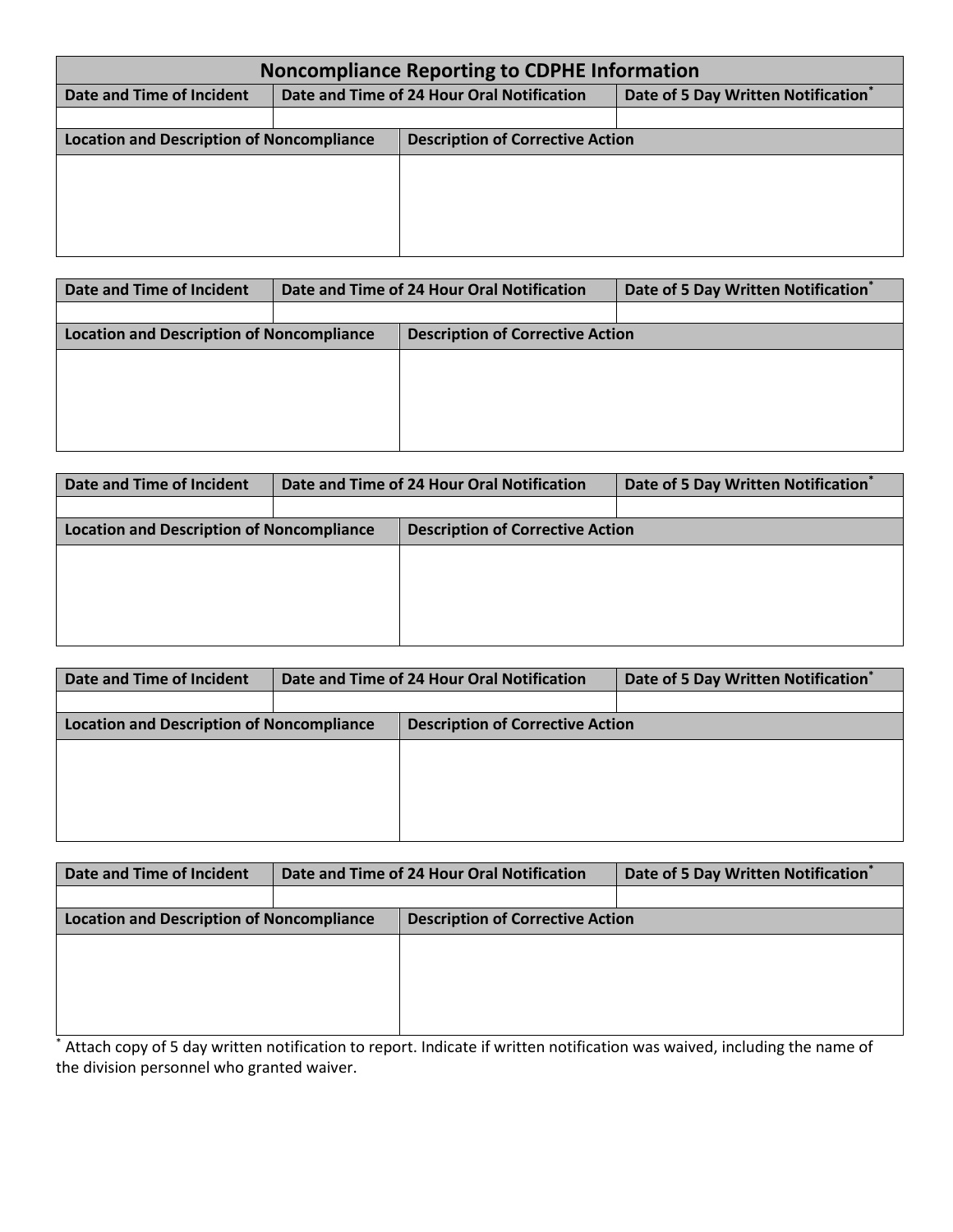## Noncompliance Reporting to CDPHE Information

| Date and Time of Incident | Date and Time of 24 Hour Oral Notification | Date of 5 Day Written Notification* |
|---|---|---|
| | | |

| Location and Description of Noncompliance | Description of Corrective Action |
|---|---|
| | |

| Date and Time of Incident | Date and Time of 24 Hour Oral Notification | Date of 5 Day Written Notification* |
|---|---|---|
| | | |

| Location and Description of Noncompliance | Description of Corrective Action |
|---|---|
| | |

| Date and Time of Incident | Date and Time of 24 Hour Oral Notification | Date of 5 Day Written Notification* |
|---|---|---|
| | | |

| Location and Description of Noncompliance | Description of Corrective Action |
|---|---|
| | |

| Date and Time of Incident | Date and Time of 24 Hour Oral Notification | Date of 5 Day Written Notification* |
|---|---|---|
| | | |

| Location and Description of Noncompliance | Description of Corrective Action |
|---|---|
| | |

| Date and Time of Incident | Date and Time of 24 Hour Oral Notification | Date of 5 Day Written Notification* |
|---|---|---|
| | | |

| Location and Description of Noncompliance | Description of Corrective Action |
|---|---|
| | |

* Attach copy of 5 day written notification to report. Indicate if written notification was waived, including the name of the division personnel who granted waiver.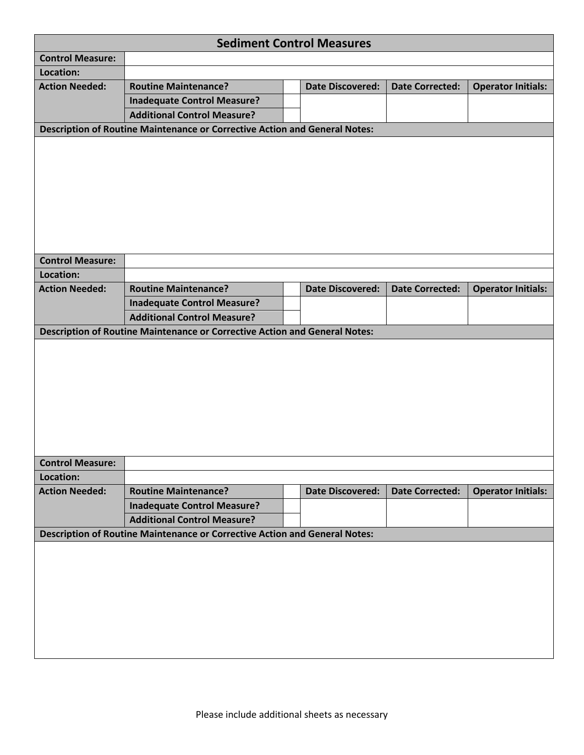## Sediment Control Measures

| **Control Measure:** | | | | | |
|---|---|---|---|---|---|
| **Location:** | | | | | |
| **Action Needed:** | **Routine Maintenance?** | | **Date Discovered:** | **Date Corrected:** | **Operator Initials:** |
| | **Inadequate Control Measure?** | | | | |
| | **Additional Control Measure?** | | | | |
| **Description of Routine Maintenance or Corrective Action and General Notes:** | | | | | |
| | | | | | |

| **Control Measure:** | | | | | |
|---|---|---|---|---|---|
| **Location:** | | | | | |
| **Action Needed:** | **Routine Maintenance?** | | **Date Discovered:** | **Date Corrected:** | **Operator Initials:** |
| | **Inadequate Control Measure?** | | | | |
| | **Additional Control Measure?** | | | | |
| **Description of Routine Maintenance or Corrective Action and General Notes:** | | | | | |
| | | | | | |

| **Control Measure:** | | | | | |
|---|---|---|---|---|---|
| **Location:** | | | | | |
| **Action Needed:** | **Routine Maintenance?** | | **Date Discovered:** | **Date Corrected:** | **Operator Initials:** |
| | **Inadequate Control Measure?** | | | | |
| | **Additional Control Measure?** | | | | |
| **Description of Routine Maintenance or Corrective Action and General Notes:** | | | | | |
| | | | | | |

Please include additional sheets as necessary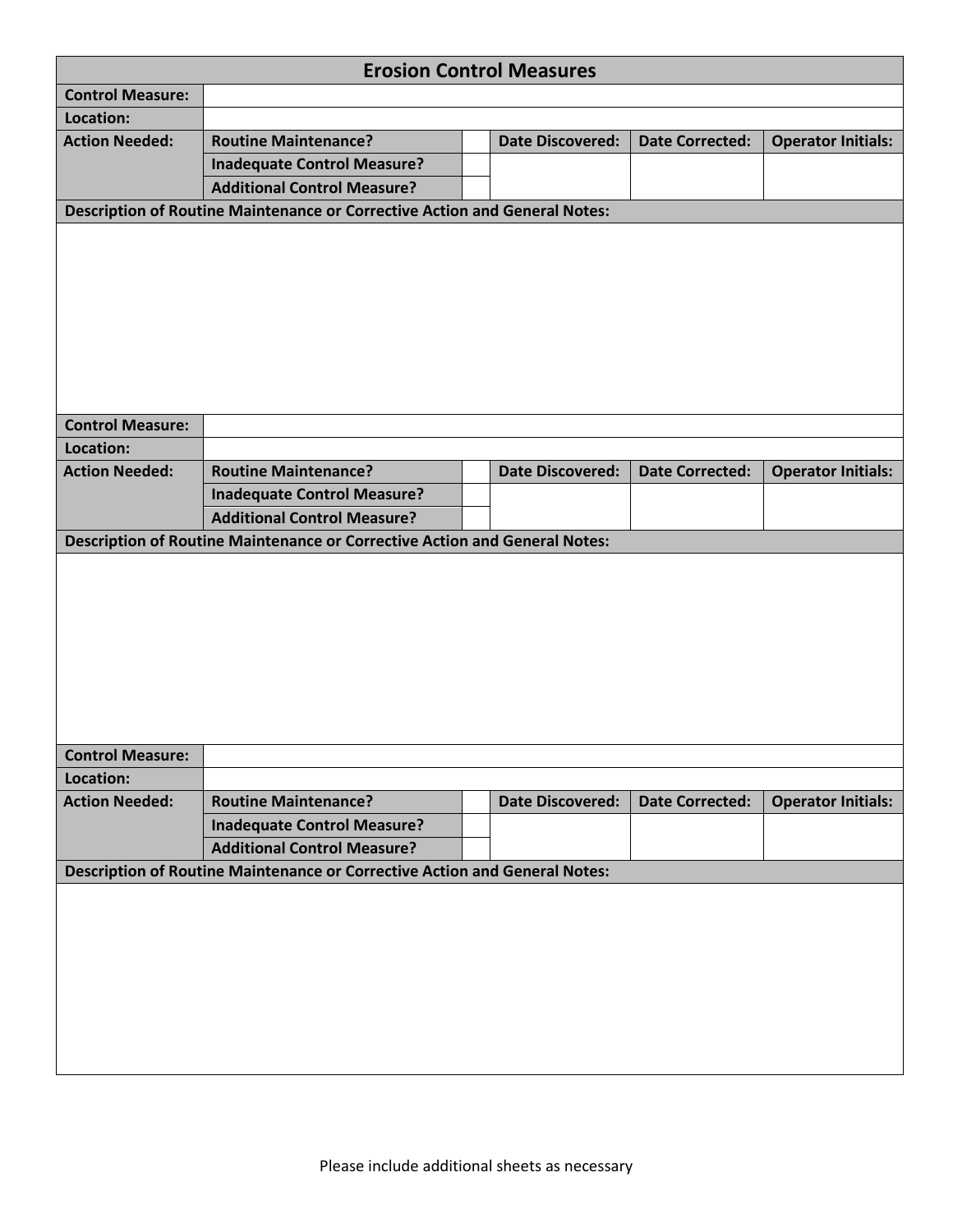## Erosion Control Measures

| Control Measure: | | | | | |
|---|---|---|---|---|---|
| **Location:** | | | | | |
| **Action Needed:** | **Routine Maintenance?** | | **Date Discovered:** | **Date Corrected:** | **Operator Initials:** |
| | **Inadequate Control Measure?** | | | | |
| | **Additional Control Measure?** | | | | |

**Description of Routine Maintenance or Corrective Action and General Notes:**

| Control Measure: | | | | | |
|---|---|---|---|---|---|
| **Location:** | | | | | |
| **Action Needed:** | **Routine Maintenance?** | | **Date Discovered:** | **Date Corrected:** | **Operator Initials:** |
| | **Inadequate Control Measure?** | | | | |
| | **Additional Control Measure?** | | | | |

**Description of Routine Maintenance or Corrective Action and General Notes:**

| Control Measure: | | | | | |
|---|---|---|---|---|---|
| **Location:** | | | | | |
| **Action Needed:** | **Routine Maintenance?** | | **Date Discovered:** | **Date Corrected:** | **Operator Initials:** |
| | **Inadequate Control Measure?** | | | | |
| | **Additional Control Measure?** | | | | |

**Description of Routine Maintenance or Corrective Action and General Notes:**

Please include additional sheets as necessary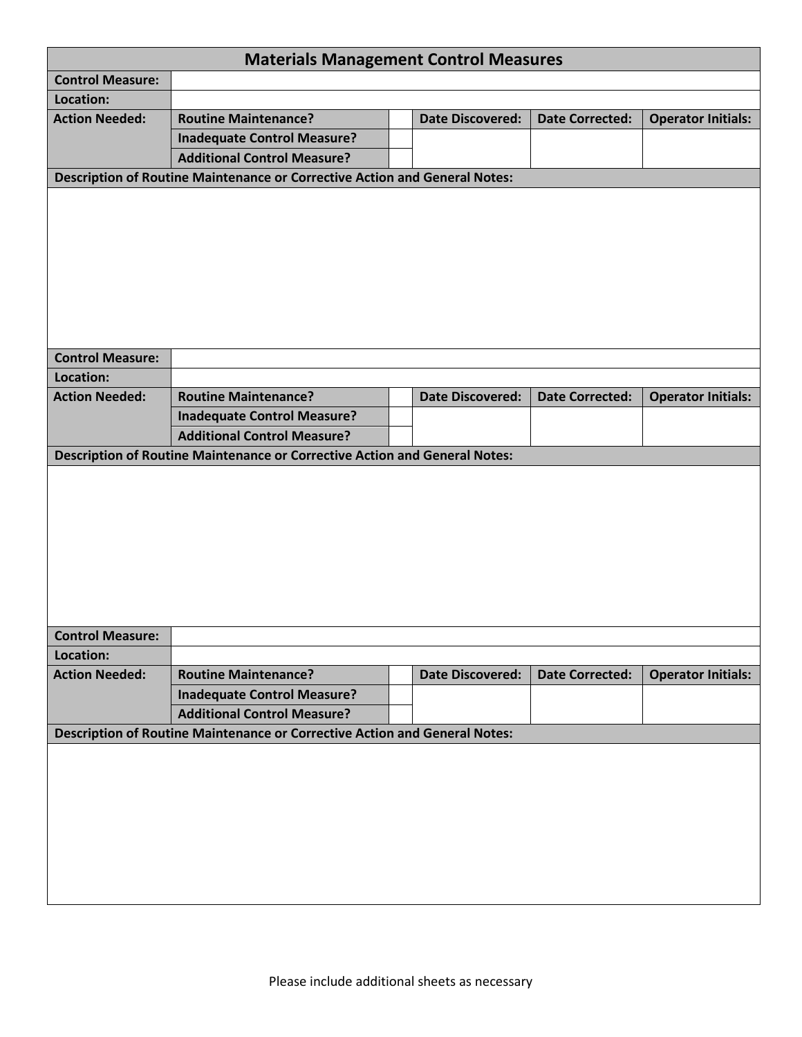# Materials Management Control Measures

| Control Measure: | | | | | |
|---|---|---|---|---|---|
| **Location:** | | | | | |
| **Action Needed:** | **Routine Maintenance?** | | **Date Discovered:** | **Date Corrected:** | **Operator Initials:** |
| | **Inadequate Control Measure?** | | | | |
| | **Additional Control Measure?** | | | | |
| **Description of Routine Maintenance or Corrective Action and General Notes:** | | | | | |
| | | | | | |

| Control Measure: | | | | | |
|---|---|---|---|---|---|
| **Location:** | | | | | |
| **Action Needed:** | **Routine Maintenance?** | | **Date Discovered:** | **Date Corrected:** | **Operator Initials:** |
| | **Inadequate Control Measure?** | | | | |
| | **Additional Control Measure?** | | | | |
| **Description of Routine Maintenance or Corrective Action and General Notes:** | | | | | |
| | | | | | |

| Control Measure: | | | | | |
|---|---|---|---|---|---|
| **Location:** | | | | | |
| **Action Needed:** | **Routine Maintenance?** | | **Date Discovered:** | **Date Corrected:** | **Operator Initials:** |
| | **Inadequate Control Measure?** | | | | |
| | **Additional Control Measure?** | | | | |
| **Description of Routine Maintenance or Corrective Action and General Notes:** | | | | | |
| | | | | | |

Please include additional sheets as necessary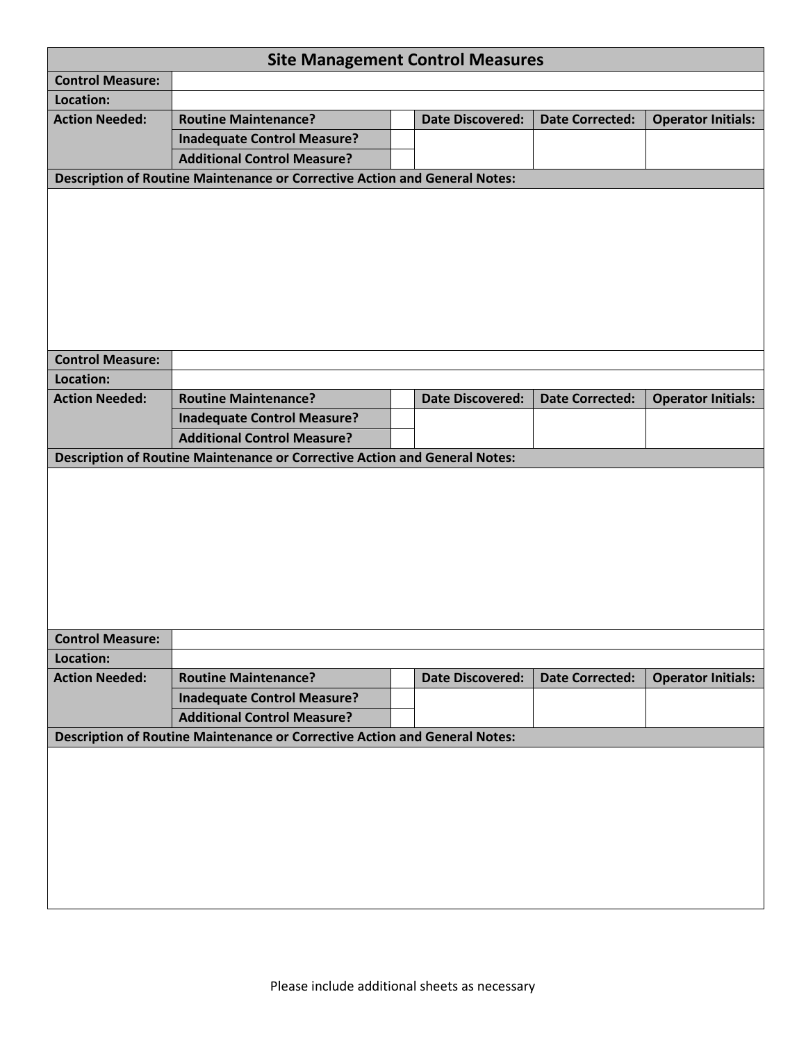## Site Management Control Measures

| | | | | | |
|---|---|---|---|---|---|
| **Control Measure:** | | | | | |
| **Location:** | | | | | |
| **Action Needed:** | **Routine Maintenance?** | | **Date Discovered:** | **Date Corrected:** | **Operator Initials:** |
| | **Inadequate Control Measure?** | | | | |
| | **Additional Control Measure?** | | | | |
| **Description of Routine Maintenance or Corrective Action and General Notes:** | | | | | |
| | | | | | |

| | | | | | |
|---|---|---|---|---|---|
| **Control Measure:** | | | | | |
| **Location:** | | | | | |
| **Action Needed:** | **Routine Maintenance?** | | **Date Discovered:** | **Date Corrected:** | **Operator Initials:** |
| | **Inadequate Control Measure?** | | | | |
| | **Additional Control Measure?** | | | | |
| **Description of Routine Maintenance or Corrective Action and General Notes:** | | | | | |
| | | | | | |

| | | | | | |
|---|---|---|---|---|---|
| **Control Measure:** | | | | | |
| **Location:** | | | | | |
| **Action Needed:** | **Routine Maintenance?** | | **Date Discovered:** | **Date Corrected:** | **Operator Initials:** |
| | **Inadequate Control Measure?** | | | | |
| | **Additional Control Measure?** | | | | |
| **Description of Routine Maintenance or Corrective Action and General Notes:** | | | | | |
| | | | | | |

Please include additional sheets as necessary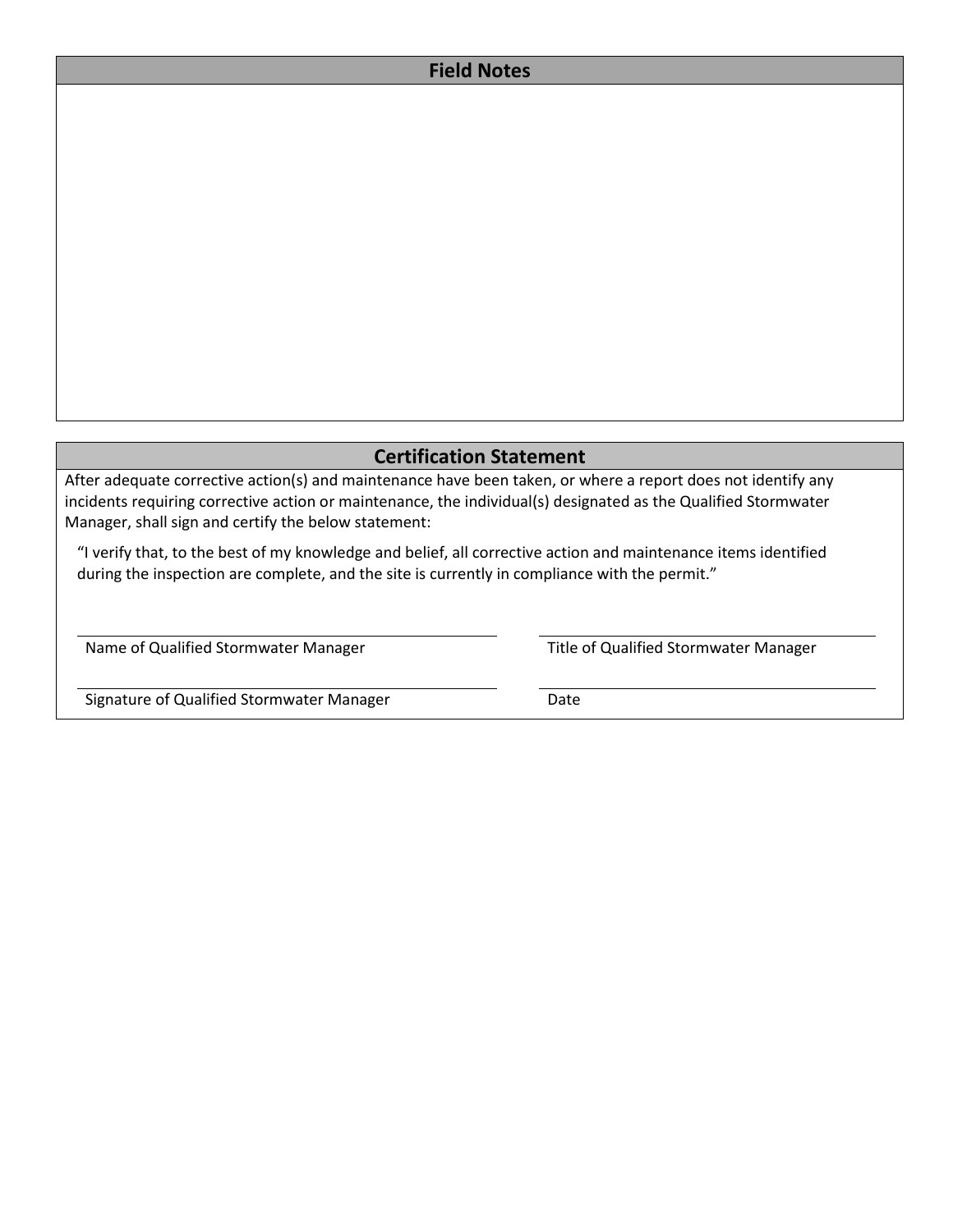## Field Notes

## Certification Statement

After adequate corrective action(s) and maintenance have been taken, or where a report does not identify any incidents requiring corrective action or maintenance, the individual(s) designated as the Qualified Stormwater Manager, shall sign and certify the below statement:

"I verify that, to the best of my knowledge and belief, all corrective action and maintenance items identified during the inspection are complete, and the site is currently in compliance with the permit."

| | |
|---|---|
| Name of Qualified Stormwater Manager | Title of Qualified Stormwater Manager |
| Signature of Qualified Stormwater Manager | Date |